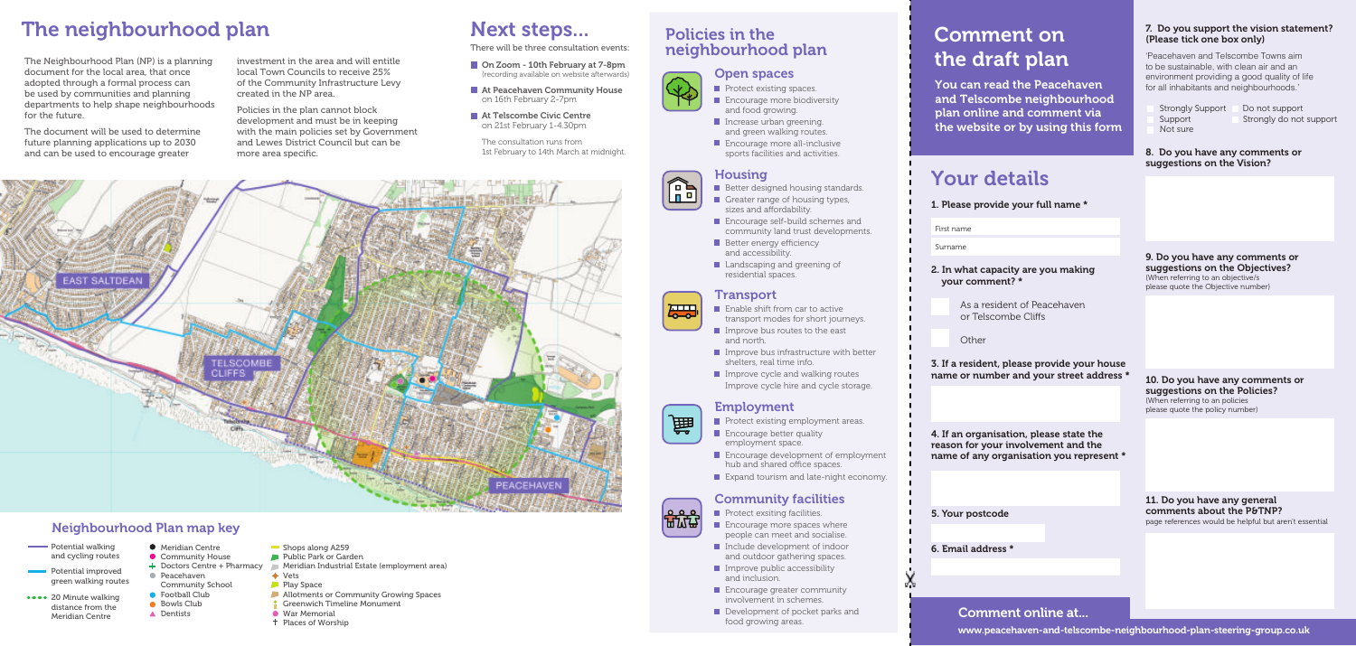# The neighbourhood plan

The Neighbourhood Plan (NP) is a planning document for the local area, that once adopted through a formal process can be used by communities and planning departments to help shape neighbourhoods for the future.

The document will be used to determine future planning applications up to 2030 and can be used to encourage greater investment in the area and will entitle local Town Councils to receive 25% of the Community Infrastructure Levy created in the NP area.

Policies in the plan cannot block development and must be in keeping with the main policies set by Government and Lewes District Council but can be more area specific.

EAST SALTDEAN

TELSCOMBE CLIFFS

PEACEHAVEN

## Neighbourhood Plan map key

- Potential walking and cycling routes
- Potential improved green walking routes
- 20 Minute walking distance from the Meridian Centre
- Meridian Centre
- Community House
- Doctors Centre + Pharmacy
- Peacehaven Community School
- Football Club
- Bowls Club
- Dentists
- Shops along A259
- Public Park or Garden
- Meridian Industrial Estate (employment area)
- Vets
- Play Space
- Allotments or Community Growing Spaces
- Greenwich Timeline Monument
- War Memorial
- Places of Worship

# Next steps...

There will be three consultation events:

- **On Zoom - 10th February at 7-8pm** (recording available on website afterwards)
- **At Peacehaven Community House** on 16th February 2-7pm
- **At Telscombe Civic Centre** on 21st February 1-4.30pm

The consultation runs from 1st February to 14th March at midnight.

# Policies in the neighbourhood plan

## Open spaces

- Protect existing spaces.
- Encourage more biodiversity and food growing.
- Increase urban greening and green walking routes.
- Encourage more all-inclusive sports facilities and activities.

## Housing

- Better designed housing standards.
- Greater range of housing types, sizes and affordability.
- Encourage self-build schemes and community land trust developments.
- Better energy efficiency and accessibility.
- Landscaping and greening of residential spaces.

## Transport

- Enable shift from car to active transport modes for short journeys.
- Improve bus routes to the east and north.
- Improve bus infrastructure with better shelters, real time info.
- Improve cycle and walking routes Improve cycle hire and cycle storage.

## Employment

- Protect existing employment areas.
- Encourage better quality employment space.
- Encourage development of employment hub and shared office spaces.
- Expand tourism and late-night economy.

## Community facilities

- Protect exsiting facilities.
- Encourage more spaces where people can meet and socialise.
- Include development of indoor and outdoor gathering spaces.
- Improve public accessibility and inclusion.
- Encourage greater community involvement in schemes.
- Development of pocket parks and food growing areas.

# Comment on the draft plan

You can read the Peacehaven and Telscombe neighbourhood plan online and comment via the website or by using this form

# Your details

**1. Please provide your full name \***

First name

Surname

**2. In what capacity are you making your comment? \***

- As a resident of Peacehaven or Telscombe Cliffs
- Other

**3. If a resident, please provide your house name or number and your street address \***

**4. If an organisation, please state the reason for your involvement and the name of any organisation you represent \***

**5. Your postcode**

**6. Email address \***

**7. Do you support the vision statement? (Please tick one box only)**

'Peacehaven and Telscombe Towns aim to be sustainable, with clean air and an environment providing a good quality of life for all inhabitants and neighbourhoods.'

- Strongly Support
- Support
- Not sure
- Do not support
- Strongly do not support

**8. Do you have any comments or suggestions on the Vision?**

**9. Do you have any comments or suggestions on the Objectives?**
(When referring to an objective/s please quote the Objective number)

**10. Do you have any comments or suggestions on the Policies?**
(When referring to an policies please quote the policy number)

**11. Do you have any general comments about the P&TNP?**
page references would be helpful but aren't essential

## Comment online at...

www.peacehaven-and-telscombe-neighbourhood-plan-steering-group.co.uk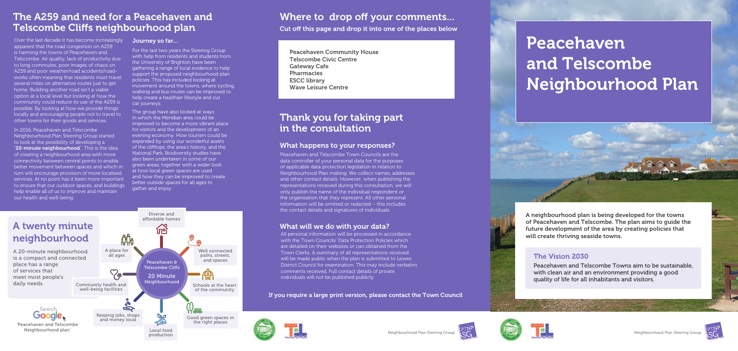## The A259 and need for a Peacehaven and Telscombe Cliffs neighbourhood plan

Over the last decade it has become increasingly apparent that the road congestion on A259 is harming the towns of Peacehaven and Telscombe. Air quality, lack of productivity due to long commutes, poor images of chaos on A259 and poor weather/road accidents/road-works often meaning that residents must travel several miles on alternative routes just to get home. Building another road isn't a viable option at a local level but looking at how the community could reduce its use of the A259 is possible. By looking at how we provide things locally and encouraging people not to travel to other towns for their goods and services.

In 2016, Peacehaven and Telscombe Neighbourhood Plan Steering Group started to look at the possibility of developing a "**20-minute neighbourhood**". This is the idea of creating a neighbourhood area with more connectivity between central points to enable better movement between spaces and which in turn will encourage provision of more localised services. At no point has it been more important to ensure that our outdoor spaces, and buildings help enable all of us to improve and maintain our health and well-being.

### Journey so far...

For the last two years the Steering Group with help from residents and students from the University of Brighton have been gathering a range of local evidence to help support the proposed neighbourhood plan policies. This has included looking at movement around the towns, where cycling, walking and bus routes can be improved to help create a healthier lifestyle and cut car journeys.

The group have also looked at ways in which the Meridian area could be improved to become a more vibrant place for visitors and the development of an evening economy. How tourism could be expanded by using our wonderful assets of the clifftops, the area's history, and the National Park. Biodiversity studies have also been undertaken in some of our green areas, together with a wider look at how local green spaces are used and how they can be improved to create better outside spaces for all ages to gather and enjoy.

## A twenty minute neighbourhood

A 20-minute neighbourhood is a compact and connected place has a range of services that meet most people's daily needs.

Search Google 'Peacehaven and Telscombe Neighbourhood plan'

Peacehaven & Telscombe Cliffs
20 Minute Neighbourhood

Diverse and affordable homes
Well connected paths, streets, and spaces
Schools at the heart of the community
Good green spaces in the right places
Local food production
Keeping jobs, shops and money local
Community health and well-being facilities
A place for all ages

## Where to drop off your comments...

Cut off this page and drop it into one of the places below

Peacehaven Community House
Telscombe Civic Centre
Gateway Cafe
Pharmacies
ESCC library
Wave Leisure Centre

## Thank you for taking part in the consultation

### What happens to your responses?

Peacehaven and Telscombe Town Councils are the data controller of your personal data for the purposes of applicable data protection legislation in relation to Neighbourhood Plan making. We collect names, addresses and other contact details. However, when publishing the representations received during this consultation, we will only publish the name of the individual respondent or the organisation that they represent. All other personal information will be omitted or redacted – this includes the contact details and signatures of individuals.

### What will we do with your data?

All personal information will be processed in accordance with the Town Councils' Data Protection Policies which are detailed on their websites or can obtained from the Town Clerks. A summary of all representations received will be made public when the plan is submitted to Lewes District Council for examination. This may include verbatim comments received. Full contact details of private individuals will not be published publicly.

**If you require a large print version, please contact the Town Council**

Neighbourhood Plan Steering Group

# Peacehaven and Telscombe Neighbourhood Plan

**A neighbourhood plan is being developed for the towns of Peacehaven and Telscombe. The plan aims to guide the future development of the area by creating policies that will create thriving seaside towns.**

### The Vision 2030

Peacehaven and Telscombe Towns aim to be sustainable, with clean air and an environment providing a good quality of life for all inhabitants and visitors.

Neighbourhood Plan Steering Group